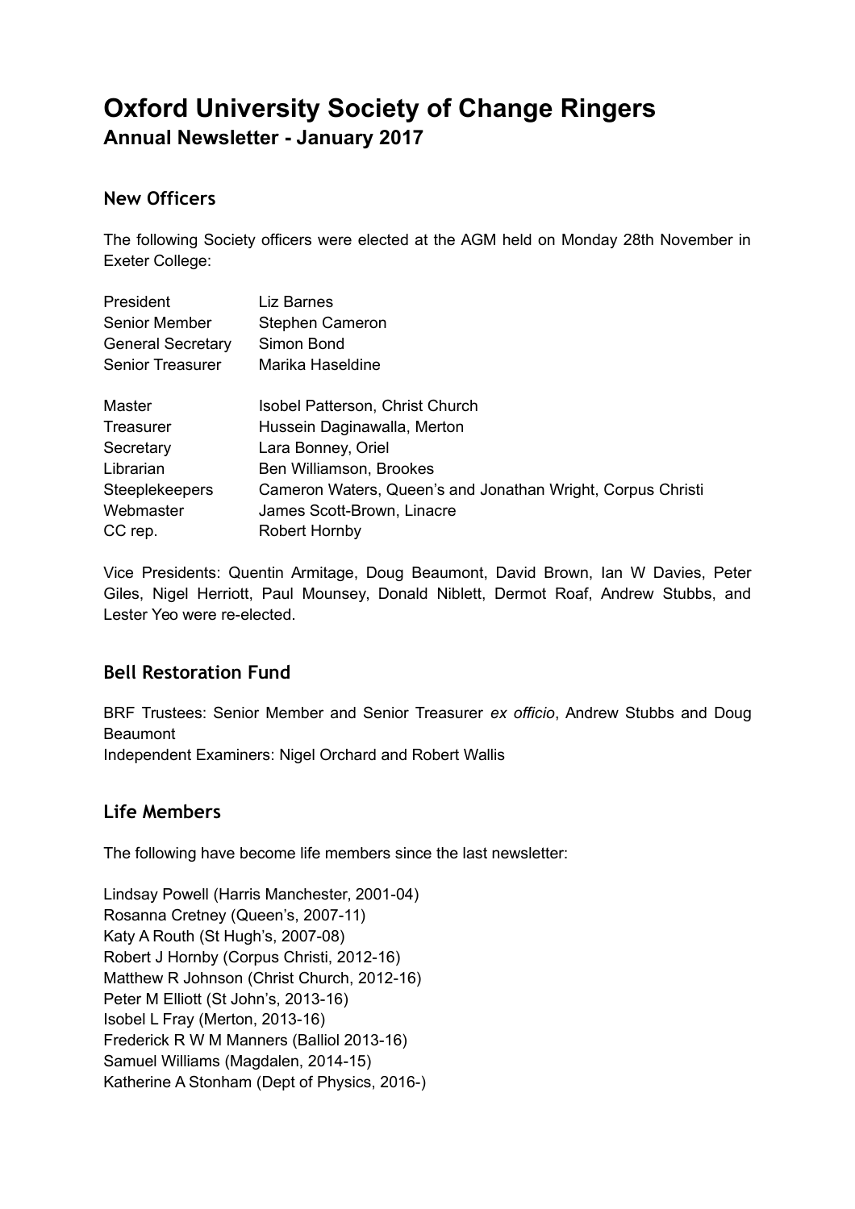# Oxford University Society of Change Ringers

## Annual Newsletter - January 2017

### New Officers

The following Society officers were elected at the AGM held on Monday 28th November in Exeter College:

| | |
|---|---|
| President | Liz Barnes |
| Senior Member | Stephen Cameron |
| General Secretary | Simon Bond |
| Senior Treasurer | Marika Haseldine |
| | |
| Master | Isobel Patterson, Christ Church |
| Treasurer | Hussein Daginawalla, Merton |
| Secretary | Lara Bonney, Oriel |
| Librarian | Ben Williamson, Brookes |
| Steeplekeepers | Cameron Waters, Queen's and Jonathan Wright, Corpus Christi |
| Webmaster | James Scott-Brown, Linacre |
| CC rep. | Robert Hornby |

Vice Presidents: Quentin Armitage, Doug Beaumont, David Brown, Ian W Davies, Peter Giles, Nigel Herriott, Paul Mounsey, Donald Niblett, Dermot Roaf, Andrew Stubbs, and Lester Yeo were re-elected.

### Bell Restoration Fund

BRF Trustees: Senior Member and Senior Treasurer *ex officio*, Andrew Stubbs and Doug Beaumont

Independent Examiners: Nigel Orchard and Robert Wallis

### Life Members

The following have become life members since the last newsletter:

Lindsay Powell (Harris Manchester, 2001-04)
Rosanna Cretney (Queen's, 2007-11)
Katy A Routh (St Hugh's, 2007-08)
Robert J Hornby (Corpus Christi, 2012-16)
Matthew R Johnson (Christ Church, 2012-16)
Peter M Elliott (St John's, 2013-16)
Isobel L Fray (Merton, 2013-16)
Frederick R W M Manners (Balliol 2013-16)
Samuel Williams (Magdalen, 2014-15)
Katherine A Stonham (Dept of Physics, 2016-)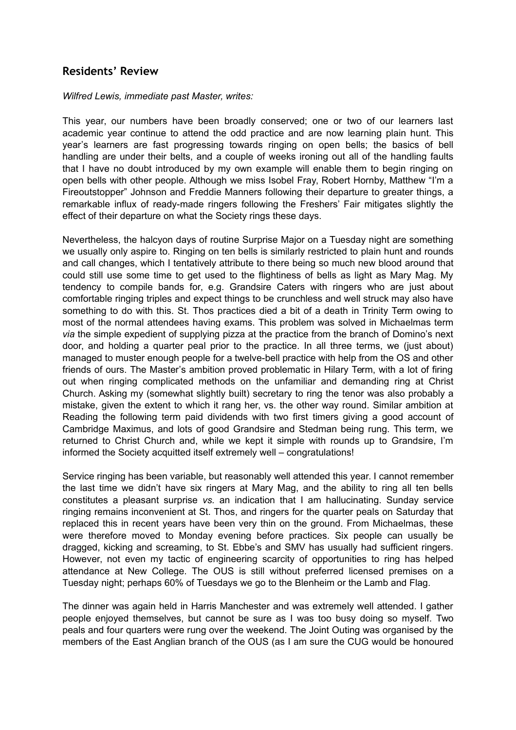## Residents' Review

*Wilfred Lewis, immediate past Master, writes:*

This year, our numbers have been broadly conserved; one or two of our learners last academic year continue to attend the odd practice and are now learning plain hunt. This year's learners are fast progressing towards ringing on open bells; the basics of bell handling are under their belts, and a couple of weeks ironing out all of the handling faults that I have no doubt introduced by my own example will enable them to begin ringing on open bells with other people. Although we miss Isobel Fray, Robert Hornby, Matthew "I'm a Fireoutstopper" Johnson and Freddie Manners following their departure to greater things, a remarkable influx of ready-made ringers following the Freshers' Fair mitigates slightly the effect of their departure on what the Society rings these days.

Nevertheless, the halcyon days of routine Surprise Major on a Tuesday night are something we usually only aspire to. Ringing on ten bells is similarly restricted to plain hunt and rounds and call changes, which I tentatively attribute to there being so much new blood around that could still use some time to get used to the flightiness of bells as light as Mary Mag. My tendency to compile bands for, e.g. Grandsire Caters with ringers who are just about comfortable ringing triples and expect things to be crunchless and well struck may also have something to do with this. St. Thos practices died a bit of a death in Trinity Term owing to most of the normal attendees having exams. This problem was solved in Michaelmas term *via* the simple expedient of supplying pizza at the practice from the branch of Domino's next door, and holding a quarter peal prior to the practice. In all three terms, we (just about) managed to muster enough people for a twelve-bell practice with help from the OS and other friends of ours. The Master's ambition proved problematic in Hilary Term, with a lot of firing out when ringing complicated methods on the unfamiliar and demanding ring at Christ Church. Asking my (somewhat slightly built) secretary to ring the tenor was also probably a mistake, given the extent to which it rang her, vs. the other way round. Similar ambition at Reading the following term paid dividends with two first timers giving a good account of Cambridge Maximus, and lots of good Grandsire and Stedman being rung. This term, we returned to Christ Church and, while we kept it simple with rounds up to Grandsire, I'm informed the Society acquitted itself extremely well – congratulations!

Service ringing has been variable, but reasonably well attended this year. I cannot remember the last time we didn't have six ringers at Mary Mag, and the ability to ring all ten bells constitutes a pleasant surprise *vs.* an indication that I am hallucinating. Sunday service ringing remains inconvenient at St. Thos, and ringers for the quarter peals on Saturday that replaced this in recent years have been very thin on the ground. From Michaelmas, these were therefore moved to Monday evening before practices. Six people can usually be dragged, kicking and screaming, to St. Ebbe's and SMV has usually had sufficient ringers. However, not even my tactic of engineering scarcity of opportunities to ring has helped attendance at New College. The OUS is still without preferred licensed premises on a Tuesday night; perhaps 60% of Tuesdays we go to the Blenheim or the Lamb and Flag.

The dinner was again held in Harris Manchester and was extremely well attended. I gather people enjoyed themselves, but cannot be sure as I was too busy doing so myself. Two peals and four quarters were rung over the weekend. The Joint Outing was organised by the members of the East Anglian branch of the OUS (as I am sure the CUG would be honoured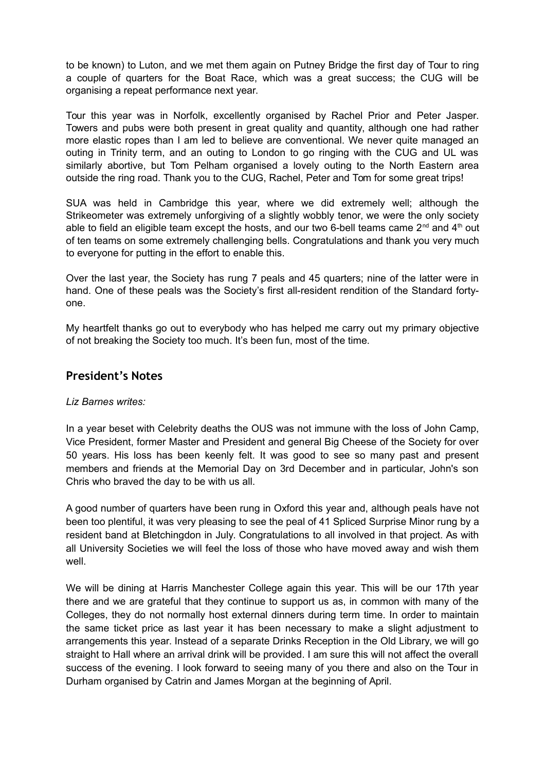to be known) to Luton, and we met them again on Putney Bridge the first day of Tour to ring a couple of quarters for the Boat Race, which was a great success; the CUG will be organising a repeat performance next year.

Tour this year was in Norfolk, excellently organised by Rachel Prior and Peter Jasper. Towers and pubs were both present in great quality and quantity, although one had rather more elastic ropes than I am led to believe are conventional. We never quite managed an outing in Trinity term, and an outing to London to go ringing with the CUG and UL was similarly abortive, but Tom Pelham organised a lovely outing to the North Eastern area outside the ring road. Thank you to the CUG, Rachel, Peter and Tom for some great trips!

SUA was held in Cambridge this year, where we did extremely well; although the Strikeometer was extremely unforgiving of a slightly wobbly tenor, we were the only society able to field an eligible team except the hosts, and our two 6-bell teams came 2nd and 4th out of ten teams on some extremely challenging bells. Congratulations and thank you very much to everyone for putting in the effort to enable this.

Over the last year, the Society has rung 7 peals and 45 quarters; nine of the latter were in hand. One of these peals was the Society's first all-resident rendition of the Standard forty-one.

My heartfelt thanks go out to everybody who has helped me carry out my primary objective of not breaking the Society too much. It's been fun, most of the time.

## President's Notes

*Liz Barnes writes:*

In a year beset with Celebrity deaths the OUS was not immune with the loss of John Camp, Vice President, former Master and President and general Big Cheese of the Society for over 50 years. His loss has been keenly felt. It was good to see so many past and present members and friends at the Memorial Day on 3rd December and in particular, John's son Chris who braved the day to be with us all.

A good number of quarters have been rung in Oxford this year and, although peals have not been too plentiful, it was very pleasing to see the peal of 41 Spliced Surprise Minor rung by a resident band at Bletchingdon in July. Congratulations to all involved in that project. As with all University Societies we will feel the loss of those who have moved away and wish them well.

We will be dining at Harris Manchester College again this year. This will be our 17th year there and we are grateful that they continue to support us as, in common with many of the Colleges, they do not normally host external dinners during term time. In order to maintain the same ticket price as last year it has been necessary to make a slight adjustment to arrangements this year. Instead of a separate Drinks Reception in the Old Library, we will go straight to Hall where an arrival drink will be provided. I am sure this will not affect the overall success of the evening. I look forward to seeing many of you there and also on the Tour in Durham organised by Catrin and James Morgan at the beginning of April.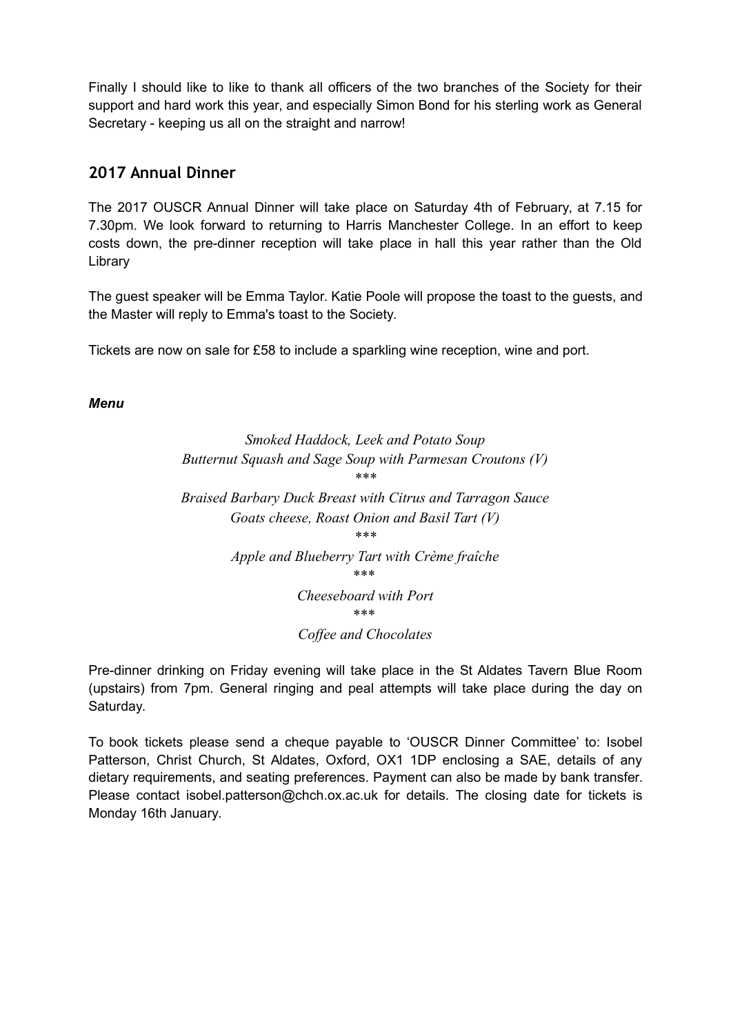Finally I should like to like to thank all officers of the two branches of the Society for their support and hard work this year, and especially Simon Bond for his sterling work as General Secretary - keeping us all on the straight and narrow!

## 2017 Annual Dinner

The 2017 OUSCR Annual Dinner will take place on Saturday 4th of February, at 7.15 for 7.30pm. We look forward to returning to Harris Manchester College. In an effort to keep costs down, the pre-dinner reception will take place in hall this year rather than the Old Library

The guest speaker will be Emma Taylor. Katie Poole will propose the toast to the guests, and the Master will reply to Emma's toast to the Society.

Tickets are now on sale for £58 to include a sparkling wine reception, wine and port.

***Menu***

*Smoked Haddock, Leek and Potato Soup*
*Butternut Squash and Sage Soup with Parmesan Croutons (V)*

\*\*\*

*Braised Barbary Duck Breast with Citrus and Tarragon Sauce*
*Goats cheese, Roast Onion and Basil Tart (V)*

\*\*\*

*Apple and Blueberry Tart with Crème fraîche*

\*\*\*

*Cheeseboard with Port*

\*\*\*

*Coffee and Chocolates*

Pre-dinner drinking on Friday evening will take place in the St Aldates Tavern Blue Room (upstairs) from 7pm. General ringing and peal attempts will take place during the day on Saturday.

To book tickets please send a cheque payable to 'OUSCR Dinner Committee' to: Isobel Patterson, Christ Church, St Aldates, Oxford, OX1 1DP enclosing a SAE, details of any dietary requirements, and seating preferences. Payment can also be made by bank transfer. Please contact isobel.patterson@chch.ox.ac.uk for details. The closing date for tickets is Monday 16th January.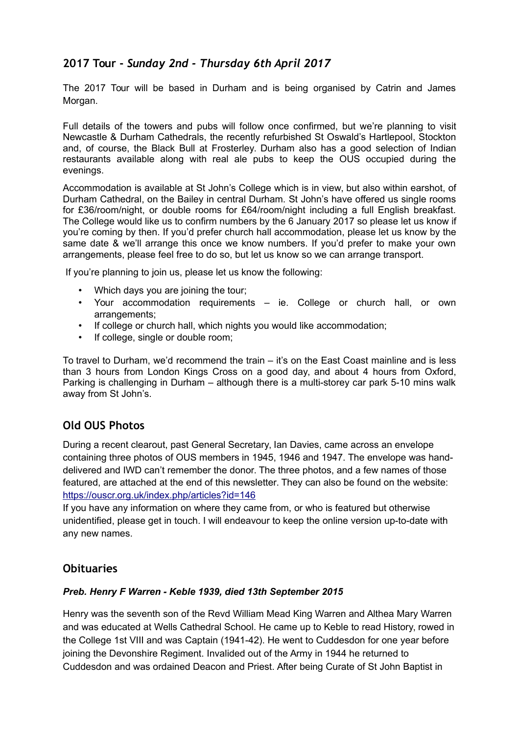## 2017 Tour - *Sunday 2nd - Thursday 6th April 2017*

The 2017 Tour will be based in Durham and is being organised by Catrin and James Morgan.

Full details of the towers and pubs will follow once confirmed, but we're planning to visit Newcastle & Durham Cathedrals, the recently refurbished St Oswald's Hartlepool, Stockton and, of course, the Black Bull at Frosterley. Durham also has a good selection of Indian restaurants available along with real ale pubs to keep the OUS occupied during the evenings.

Accommodation is available at St John's College which is in view, but also within earshot, of Durham Cathedral, on the Bailey in central Durham. St John's have offered us single rooms for £36/room/night, or double rooms for £64/room/night including a full English breakfast. The College would like us to confirm numbers by the 6 January 2017 so please let us know if you're coming by then. If you'd prefer church hall accommodation, please let us know by the same date & we'll arrange this once we know numbers. If you'd prefer to make your own arrangements, please feel free to do so, but let us know so we can arrange transport.

If you're planning to join us, please let us know the following:

- Which days you are joining the tour;
- Your accommodation requirements – ie. College or church hall, or own arrangements;
- If college or church hall, which nights you would like accommodation;
- If college, single or double room;

To travel to Durham, we'd recommend the train – it's on the East Coast mainline and is less than 3 hours from London Kings Cross on a good day, and about 4 hours from Oxford, Parking is challenging in Durham – although there is a multi-storey car park 5-10 mins walk away from St John's.

## Old OUS Photos

During a recent clearout, past General Secretary, Ian Davies, came across an envelope containing three photos of OUS members in 1945, 1946 and 1947. The envelope was hand-delivered and IWD can't remember the donor. The three photos, and a few names of those featured, are attached at the end of this newsletter. They can also be found on the website: https://ouscr.org.uk/index.php/articles?id=146

If you have any information on where they came from, or who is featured but otherwise unidentified, please get in touch. I will endeavour to keep the online version up-to-date with any new names.

## Obituaries

### *Preb. Henry F Warren - Keble 1939, died 13th September 2015*

Henry was the seventh son of the Revd William Mead King Warren and Althea Mary Warren and was educated at Wells Cathedral School. He came up to Keble to read History, rowed in the College 1st VIII and was Captain (1941-42). He went to Cuddesdon for one year before joining the Devonshire Regiment. Invalided out of the Army in 1944 he returned to Cuddesdon and was ordained Deacon and Priest. After being Curate of St John Baptist in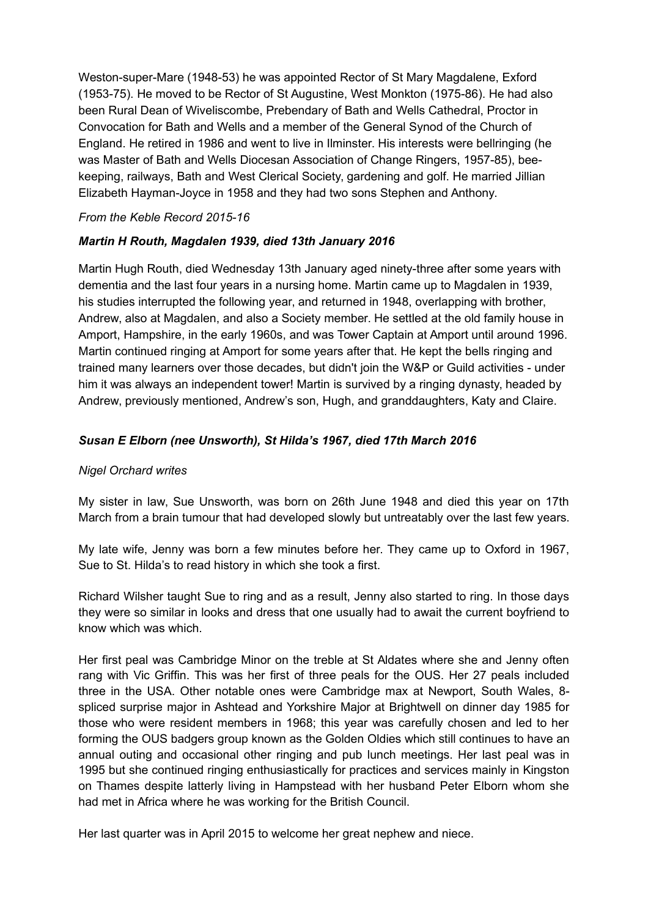Weston-super-Mare (1948-53) he was appointed Rector of St Mary Magdalene, Exford (1953-75). He moved to be Rector of St Augustine, West Monkton (1975-86). He had also been Rural Dean of Wiveliscombe, Prebendary of Bath and Wells Cathedral, Proctor in Convocation for Bath and Wells and a member of the General Synod of the Church of England. He retired in 1986 and went to live in Ilminster. His interests were bellringing (he was Master of Bath and Wells Diocesan Association of Change Ringers, 1957-85), bee-keeping, railways, Bath and West Clerical Society, gardening and golf. He married Jillian Elizabeth Hayman-Joyce in 1958 and they had two sons Stephen and Anthony.

*From the Keble Record 2015-16*

### *Martin H Routh, Magdalen 1939, died 13th January 2016*

Martin Hugh Routh, died Wednesday 13th January aged ninety-three after some years with dementia and the last four years in a nursing home. Martin came up to Magdalen in 1939, his studies interrupted the following year, and returned in 1948, overlapping with brother, Andrew, also at Magdalen, and also a Society member. He settled at the old family house in Amport, Hampshire, in the early 1960s, and was Tower Captain at Amport until around 1996. Martin continued ringing at Amport for some years after that. He kept the bells ringing and trained many learners over those decades, but didn't join the W&P or Guild activities - under him it was always an independent tower! Martin is survived by a ringing dynasty, headed by Andrew, previously mentioned, Andrew's son, Hugh, and granddaughters, Katy and Claire.

### *Susan E Elborn (nee Unsworth), St Hilda's 1967, died 17th March 2016*

*Nigel Orchard writes*

My sister in law, Sue Unsworth, was born on 26th June 1948 and died this year on 17th March from a brain tumour that had developed slowly but untreatably over the last few years.

My late wife, Jenny was born a few minutes before her. They came up to Oxford in 1967, Sue to St. Hilda's to read history in which she took a first.

Richard Wilsher taught Sue to ring and as a result, Jenny also started to ring. In those days they were so similar in looks and dress that one usually had to await the current boyfriend to know which was which.

Her first peal was Cambridge Minor on the treble at St Aldates where she and Jenny often rang with Vic Griffin. This was her first of three peals for the OUS. Her 27 peals included three in the USA. Other notable ones were Cambridge max at Newport, South Wales, 8-spliced surprise major in Ashtead and Yorkshire Major at Brightwell on dinner day 1985 for those who were resident members in 1968; this year was carefully chosen and led to her forming the OUS badgers group known as the Golden Oldies which still continues to have an annual outing and occasional other ringing and pub lunch meetings. Her last peal was in 1995 but she continued ringing enthusiastically for practices and services mainly in Kingston on Thames despite latterly living in Hampstead with her husband Peter Elborn whom she had met in Africa where he was working for the British Council.

Her last quarter was in April 2015 to welcome her great nephew and niece.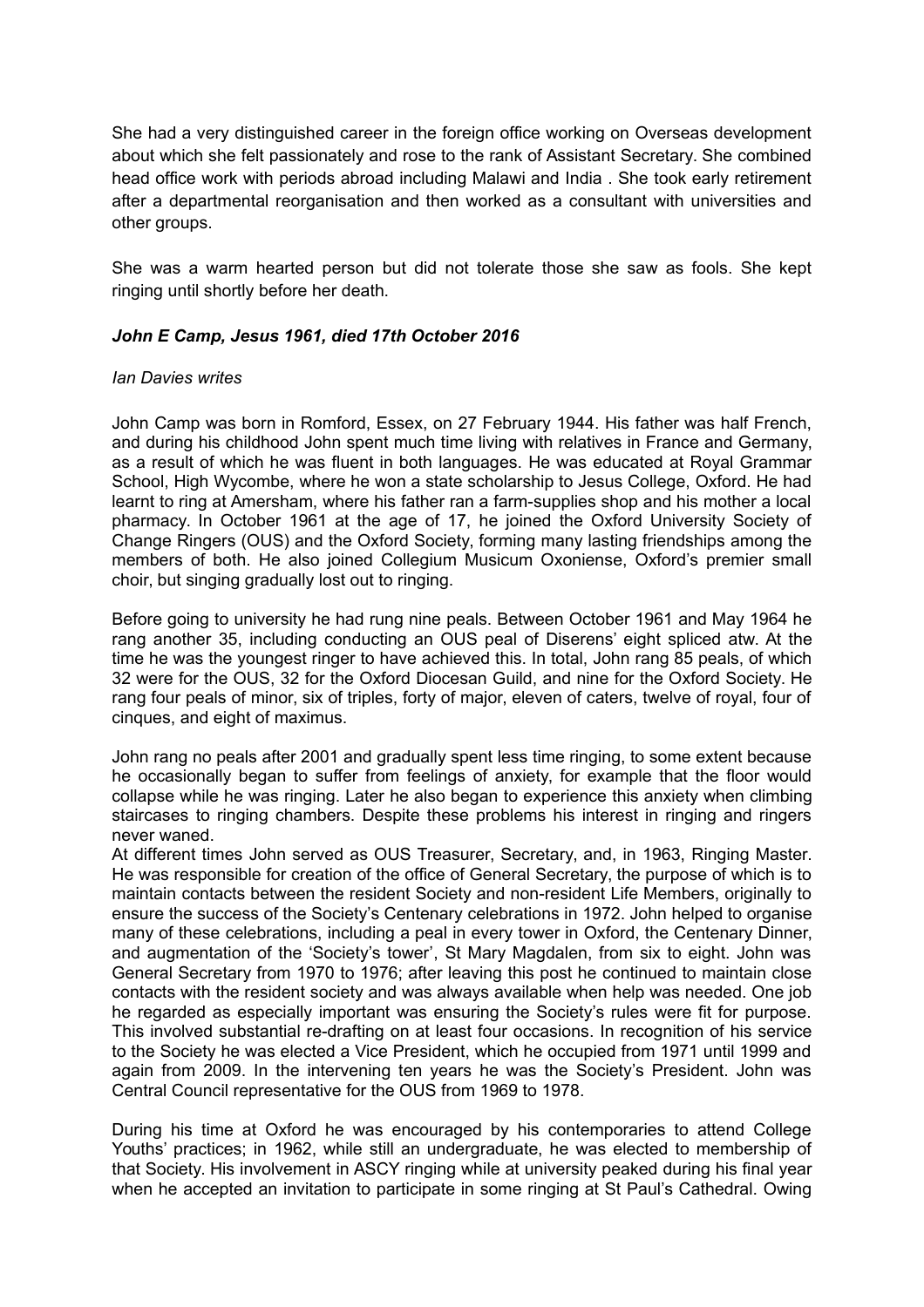She had a very distinguished career in the foreign office working on Overseas development about which she felt passionately and rose to the rank of Assistant Secretary. She combined head office work with periods abroad including Malawi and India . She took early retirement after a departmental reorganisation and then worked as a consultant with universities and other groups.

She was a warm hearted person but did not tolerate those she saw as fools. She kept ringing until shortly before her death.

### *John E Camp, Jesus 1961, died 17th October 2016*

*Ian Davies writes*

John Camp was born in Romford, Essex, on 27 February 1944. His father was half French, and during his childhood John spent much time living with relatives in France and Germany, as a result of which he was fluent in both languages. He was educated at Royal Grammar School, High Wycombe, where he won a state scholarship to Jesus College, Oxford. He had learnt to ring at Amersham, where his father ran a farm-supplies shop and his mother a local pharmacy. In October 1961 at the age of 17, he joined the Oxford University Society of Change Ringers (OUS) and the Oxford Society, forming many lasting friendships among the members of both. He also joined Collegium Musicum Oxoniense, Oxford's premier small choir, but singing gradually lost out to ringing.

Before going to university he had rung nine peals. Between October 1961 and May 1964 he rang another 35, including conducting an OUS peal of Diserens' eight spliced atw. At the time he was the youngest ringer to have achieved this. In total, John rang 85 peals, of which 32 were for the OUS, 32 for the Oxford Diocesan Guild, and nine for the Oxford Society. He rang four peals of minor, six of triples, forty of major, eleven of caters, twelve of royal, four of cinques, and eight of maximus.

John rang no peals after 2001 and gradually spent less time ringing, to some extent because he occasionally began to suffer from feelings of anxiety, for example that the floor would collapse while he was ringing. Later he also began to experience this anxiety when climbing staircases to ringing chambers. Despite these problems his interest in ringing and ringers never waned.

At different times John served as OUS Treasurer, Secretary, and, in 1963, Ringing Master. He was responsible for creation of the office of General Secretary, the purpose of which is to maintain contacts between the resident Society and non-resident Life Members, originally to ensure the success of the Society's Centenary celebrations in 1972. John helped to organise many of these celebrations, including a peal in every tower in Oxford, the Centenary Dinner, and augmentation of the 'Society's tower', St Mary Magdalen, from six to eight. John was General Secretary from 1970 to 1976; after leaving this post he continued to maintain close contacts with the resident society and was always available when help was needed. One job he regarded as especially important was ensuring the Society's rules were fit for purpose. This involved substantial re-drafting on at least four occasions. In recognition of his service to the Society he was elected a Vice President, which he occupied from 1971 until 1999 and again from 2009. In the intervening ten years he was the Society's President. John was Central Council representative for the OUS from 1969 to 1978.

During his time at Oxford he was encouraged by his contemporaries to attend College Youths' practices; in 1962, while still an undergraduate, he was elected to membership of that Society. His involvement in ASCY ringing while at university peaked during his final year when he accepted an invitation to participate in some ringing at St Paul's Cathedral. Owing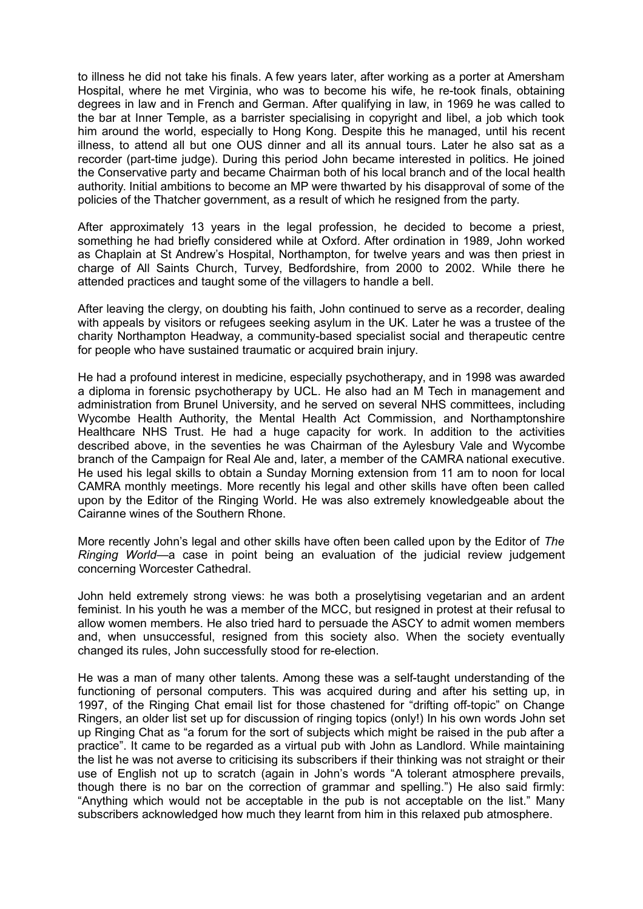to illness he did not take his finals. A few years later, after working as a porter at Amersham Hospital, where he met Virginia, who was to become his wife, he re-took finals, obtaining degrees in law and in French and German. After qualifying in law, in 1969 he was called to the bar at Inner Temple, as a barrister specialising in copyright and libel, a job which took him around the world, especially to Hong Kong. Despite this he managed, until his recent illness, to attend all but one OUS dinner and all its annual tours. Later he also sat as a recorder (part-time judge). During this period John became interested in politics. He joined the Conservative party and became Chairman both of his local branch and of the local health authority. Initial ambitions to become an MP were thwarted by his disapproval of some of the policies of the Thatcher government, as a result of which he resigned from the party.

After approximately 13 years in the legal profession, he decided to become a priest, something he had briefly considered while at Oxford. After ordination in 1989, John worked as Chaplain at St Andrew's Hospital, Northampton, for twelve years and was then priest in charge of All Saints Church, Turvey, Bedfordshire, from 2000 to 2002. While there he attended practices and taught some of the villagers to handle a bell.

After leaving the clergy, on doubting his faith, John continued to serve as a recorder, dealing with appeals by visitors or refugees seeking asylum in the UK. Later he was a trustee of the charity Northampton Headway, a community-based specialist social and therapeutic centre for people who have sustained traumatic or acquired brain injury.

He had a profound interest in medicine, especially psychotherapy, and in 1998 was awarded a diploma in forensic psychotherapy by UCL. He also had an M Tech in management and administration from Brunel University, and he served on several NHS committees, including Wycombe Health Authority, the Mental Health Act Commission, and Northamptonshire Healthcare NHS Trust. He had a huge capacity for work. In addition to the activities described above, in the seventies he was Chairman of the Aylesbury Vale and Wycombe branch of the Campaign for Real Ale and, later, a member of the CAMRA national executive. He used his legal skills to obtain a Sunday Morning extension from 11 am to noon for local CAMRA monthly meetings. More recently his legal and other skills have often been called upon by the Editor of the Ringing World. He was also extremely knowledgeable about the Cairanne wines of the Southern Rhone.

More recently John's legal and other skills have often been called upon by the Editor of *The Ringing World*—a case in point being an evaluation of the judicial review judgement concerning Worcester Cathedral.

John held extremely strong views: he was both a proselytising vegetarian and an ardent feminist. In his youth he was a member of the MCC, but resigned in protest at their refusal to allow women members. He also tried hard to persuade the ASCY to admit women members and, when unsuccessful, resigned from this society also. When the society eventually changed its rules, John successfully stood for re-election.

He was a man of many other talents. Among these was a self-taught understanding of the functioning of personal computers. This was acquired during and after his setting up, in 1997, of the Ringing Chat email list for those chastened for "drifting off-topic" on Change Ringers, an older list set up for discussion of ringing topics (only!) In his own words John set up Ringing Chat as "a forum for the sort of subjects which might be raised in the pub after a practice". It came to be regarded as a virtual pub with John as Landlord. While maintaining the list he was not averse to criticising its subscribers if their thinking was not straight or their use of English not up to scratch (again in John's words "A tolerant atmosphere prevails, though there is no bar on the correction of grammar and spelling.") He also said firmly: "Anything which would not be acceptable in the pub is not acceptable on the list." Many subscribers acknowledged how much they learnt from him in this relaxed pub atmosphere.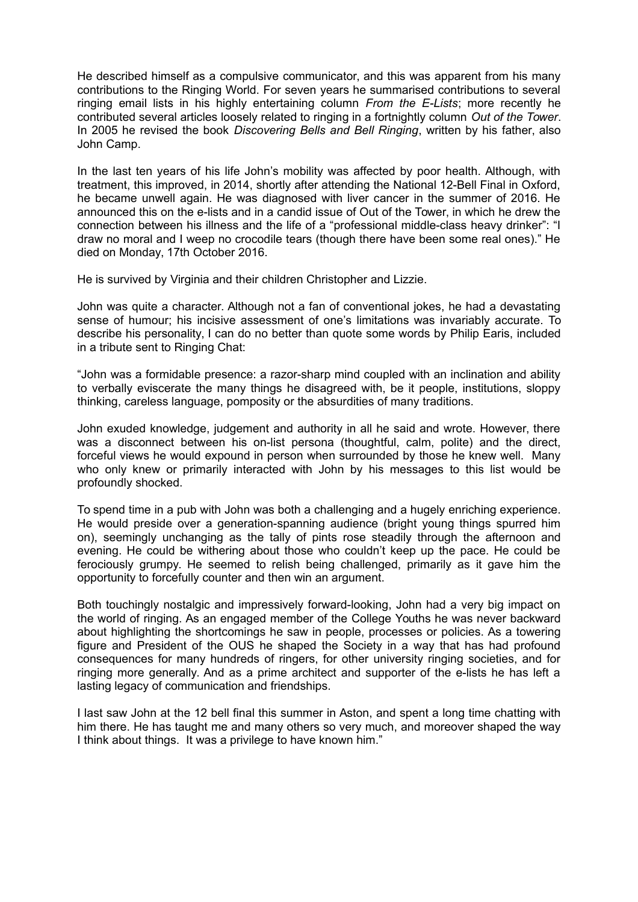He described himself as a compulsive communicator, and this was apparent from his many contributions to the Ringing World. For seven years he summarised contributions to several ringing email lists in his highly entertaining column *From the E-Lists*; more recently he contributed several articles loosely related to ringing in a fortnightly column *Out of the Tower*. In 2005 he revised the book *Discovering Bells and Bell Ringing*, written by his father, also John Camp.

In the last ten years of his life John's mobility was affected by poor health. Although, with treatment, this improved, in 2014, shortly after attending the National 12-Bell Final in Oxford, he became unwell again. He was diagnosed with liver cancer in the summer of 2016. He announced this on the e-lists and in a candid issue of Out of the Tower, in which he drew the connection between his illness and the life of a "professional middle-class heavy drinker": "I draw no moral and I weep no crocodile tears (though there have been some real ones)." He died on Monday, 17th October 2016.

He is survived by Virginia and their children Christopher and Lizzie.

John was quite a character. Although not a fan of conventional jokes, he had a devastating sense of humour; his incisive assessment of one's limitations was invariably accurate. To describe his personality, I can do no better than quote some words by Philip Earis, included in a tribute sent to Ringing Chat:

"John was a formidable presence: a razor-sharp mind coupled with an inclination and ability to verbally eviscerate the many things he disagreed with, be it people, institutions, sloppy thinking, careless language, pomposity or the absurdities of many traditions.

John exuded knowledge, judgement and authority in all he said and wrote. However, there was a disconnect between his on-list persona (thoughtful, calm, polite) and the direct, forceful views he would expound in person when surrounded by those he knew well. Many who only knew or primarily interacted with John by his messages to this list would be profoundly shocked.

To spend time in a pub with John was both a challenging and a hugely enriching experience. He would preside over a generation-spanning audience (bright young things spurred him on), seemingly unchanging as the tally of pints rose steadily through the afternoon and evening. He could be withering about those who couldn't keep up the pace. He could be ferociously grumpy. He seemed to relish being challenged, primarily as it gave him the opportunity to forcefully counter and then win an argument.

Both touchingly nostalgic and impressively forward-looking, John had a very big impact on the world of ringing. As an engaged member of the College Youths he was never backward about highlighting the shortcomings he saw in people, processes or policies. As a towering figure and President of the OUS he shaped the Society in a way that has had profound consequences for many hundreds of ringers, for other university ringing societies, and for ringing more generally. And as a prime architect and supporter of the e-lists he has left a lasting legacy of communication and friendships.

I last saw John at the 12 bell final this summer in Aston, and spent a long time chatting with him there. He has taught me and many others so very much, and moreover shaped the way I think about things. It was a privilege to have known him."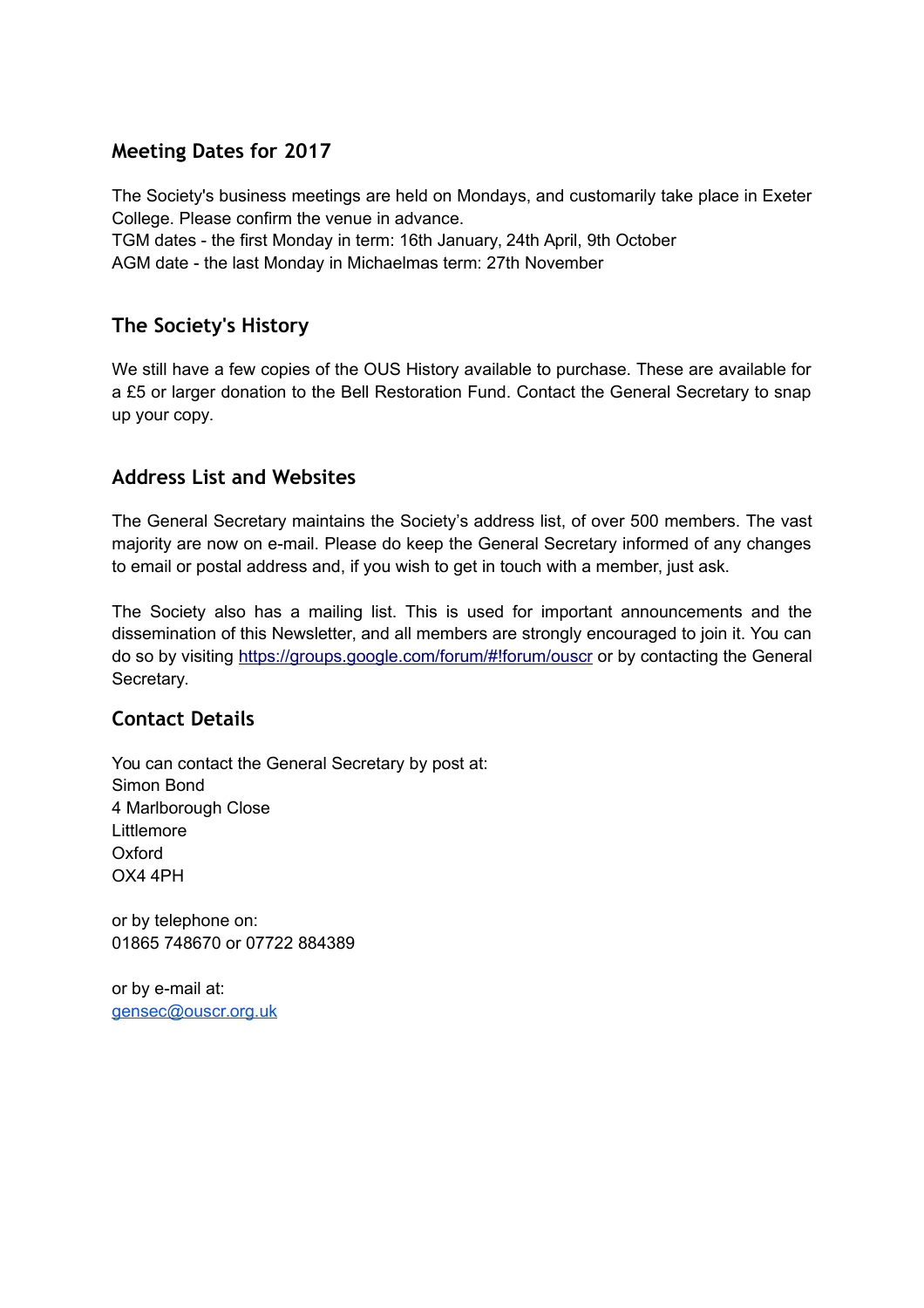## Meeting Dates for 2017

The Society's business meetings are held on Mondays, and customarily take place in Exeter College. Please confirm the venue in advance.
TGM dates - the first Monday in term: 16th January, 24th April, 9th October
AGM date - the last Monday in Michaelmas term: 27th November

## The Society's History

We still have a few copies of the OUS History available to purchase. These are available for a £5 or larger donation to the Bell Restoration Fund. Contact the General Secretary to snap up your copy.

## Address List and Websites

The General Secretary maintains the Society's address list, of over 500 members. The vast majority are now on e-mail. Please do keep the General Secretary informed of any changes to email or postal address and, if you wish to get in touch with a member, just ask.

The Society also has a mailing list. This is used for important announcements and the dissemination of this Newsletter, and all members are strongly encouraged to join it. You can do so by visiting https://groups.google.com/forum/#!forum/ouscr or by contacting the General Secretary.

## Contact Details

You can contact the General Secretary by post at:
Simon Bond
4 Marlborough Close
Littlemore
Oxford
OX4 4PH

or by telephone on:
01865 748670 or 07722 884389

or by e-mail at:
gensec@ouscr.org.uk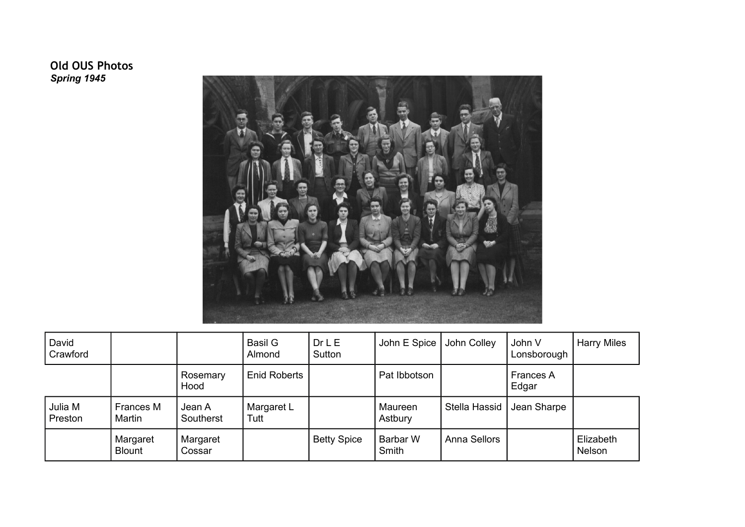**Old OUS Photos**

***Spring 1945***

| David Crawford | | | Basil G Almond | Dr L E Sutton | John E Spice | John Colley | John V Lonsborough | Harry Miles |
|---|---|---|---|---|---|---|---|---|
| | | Rosemary Hood | Enid Roberts | | Pat Ibbotson | | Frances A Edgar | |
| Julia M Preston | Frances M Martin | Jean A Southerst | Margaret L Tutt | | Maureen Astbury | Stella Hassid | Jean Sharpe | |
| | Margaret Blount | Margaret Cossar | | Betty Spice | Barbar W Smith | Anna Sellors | | Elizabeth Nelson |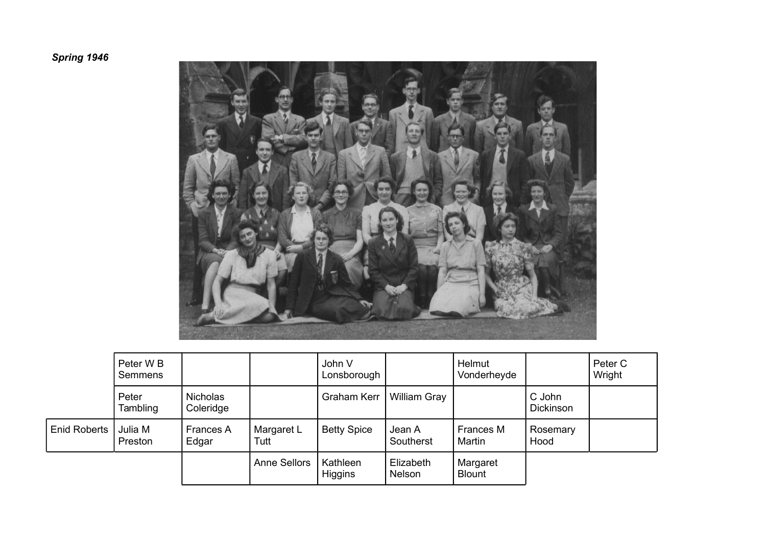***Spring 1946***

| | Peter W B Semmens | | | John V Lonsborough | | Helmut Vonderheyde | | Peter C Wright |
|---|---|---|---|---|---|---|---|---|
| | Peter Tambling | Nicholas Coleridge | | Graham Kerr | William Gray | | C John Dickinson | |
| Enid Roberts | Julia M Preston | Frances A Edgar | Margaret L Tutt | Betty Spice | Jean A Southerst | Frances M Martin | Rosemary Hood | |
| | | | Anne Sellors | Kathleen Higgins | Elizabeth Nelson | Margaret Blount | | |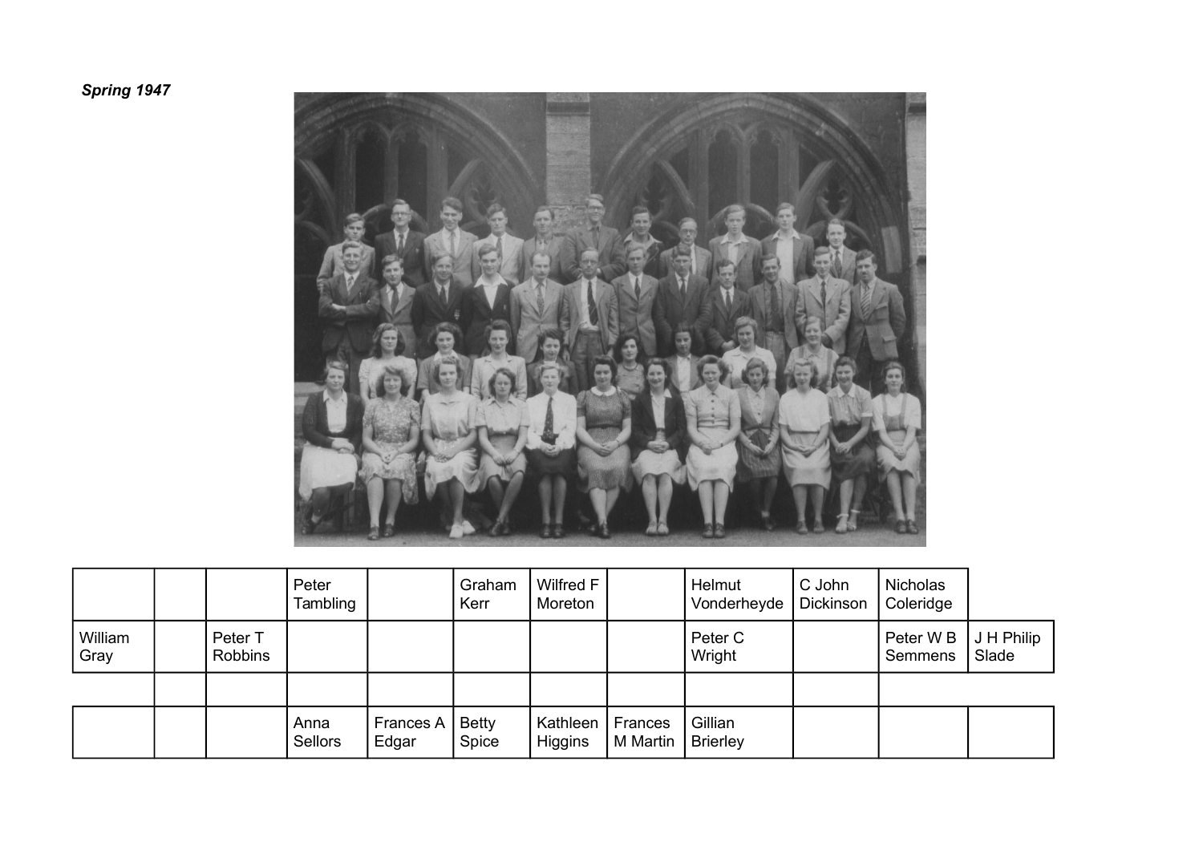***Spring 1947***

| | | | | | | | | | | | |
|---|---|---|---|---|---|---|---|---|---|---|---|
| | | | Peter Tambling | | Graham Kerr | Wilfred F Moreton | | Helmut Vonderheyde | C John Dickinson | Nicholas Coleridge | |
| William Gray | | Peter T Robbins | | | | | | Peter C Wright | | Peter W B Semmens | J H Philip Slade |
| | | | | | | | | | | | |
| | | | Anna Sellors | Frances A Edgar | Betty Spice | Kathleen Higgins | Frances M Martin | Gillian Brierley | | | |